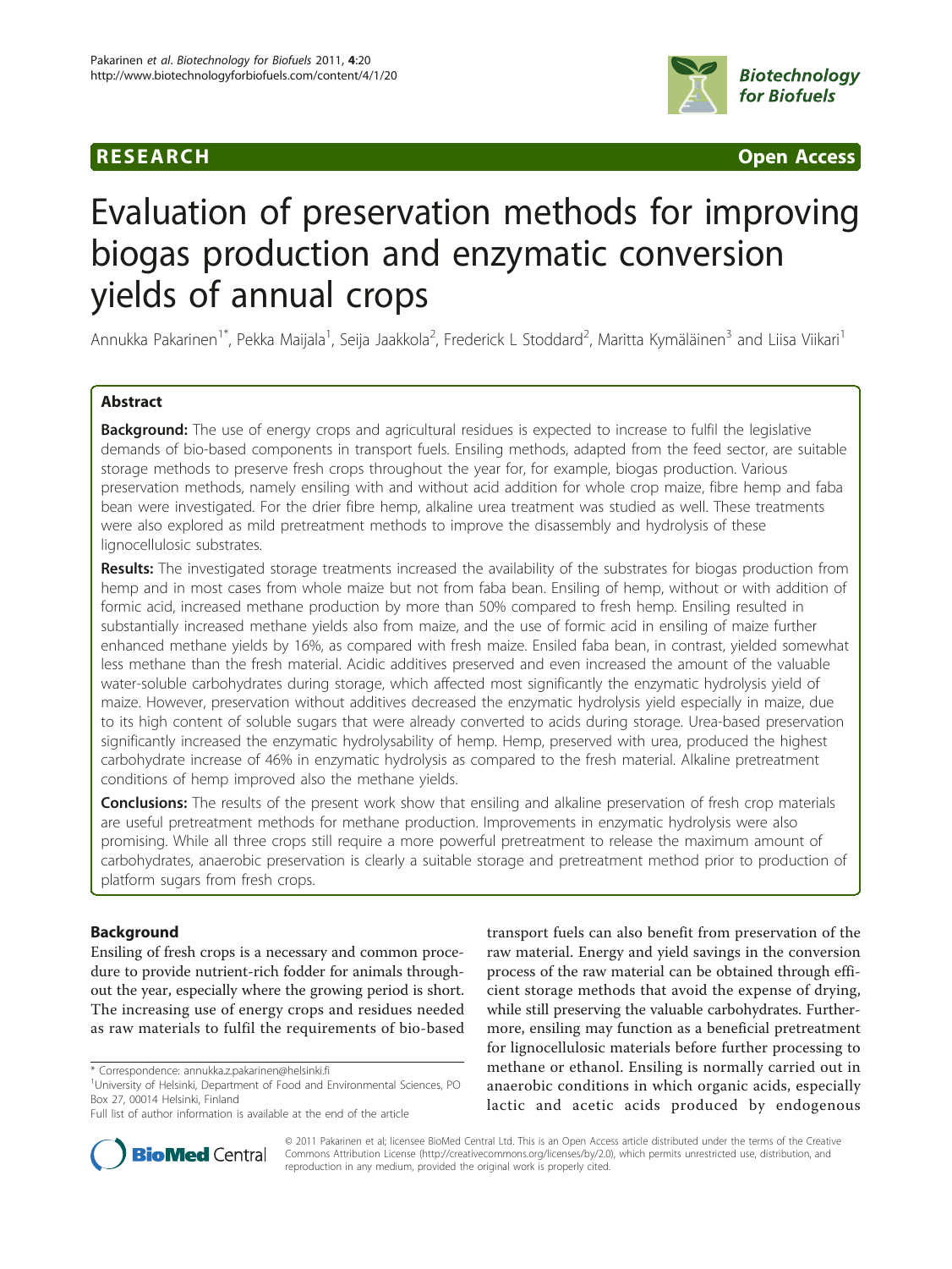RESEARCH Open Access

# Evaluation of preservation methods for improving biogas production and enzymatic conversion yields of annual crops

Annukka Pakarinen[1*], Pekka Maijala[1], Seija Jaakkola[2], Frederick L Stoddard[2], Maritta Kymäläinen[3] and Liisa Viikari[1]

## Abstract

**Background:** The use of energy crops and agricultural residues is expected to increase to fulfil the legislative demands of bio-based components in transport fuels. Ensiling methods, adapted from the feed sector, are suitable storage methods to preserve fresh crops throughout the year for, for example, biogas production. Various preservation methods, namely ensiling with and without acid addition for whole crop maize, fibre hemp and faba bean were investigated. For the drier fibre hemp, alkaline urea treatment was studied as well. These treatments were also explored as mild pretreatment methods to improve the disassembly and hydrolysis of these lignocellulosic substrates.

**Results:** The investigated storage treatments increased the availability of the substrates for biogas production from hemp and in most cases from whole maize but not from faba bean. Ensiling of hemp, without or with addition of formic acid, increased methane production by more than 50% compared to fresh hemp. Ensiling resulted in substantially increased methane yields also from maize, and the use of formic acid in ensiling of maize further enhanced methane yields by 16%, as compared with fresh maize. Ensiled faba bean, in contrast, yielded somewhat less methane than the fresh material. Acidic additives preserved and even increased the amount of the valuable water-soluble carbohydrates during storage, which affected most significantly the enzymatic hydrolysis yield of maize. However, preservation without additives decreased the enzymatic hydrolysis yield especially in maize, due to its high content of soluble sugars that were already converted to acids during storage. Urea-based preservation significantly increased the enzymatic hydrolysability of hemp. Hemp, preserved with urea, produced the highest carbohydrate increase of 46% in enzymatic hydrolysis as compared to the fresh material. Alkaline pretreatment conditions of hemp improved also the methane yields.

**Conclusions:** The results of the present work show that ensiling and alkaline preservation of fresh crop materials are useful pretreatment methods for methane production. Improvements in enzymatic hydrolysis were also promising. While all three crops still require a more powerful pretreatment to release the maximum amount of carbohydrates, anaerobic preservation is clearly a suitable storage and pretreatment method prior to production of platform sugars from fresh crops.

## Background

Ensiling of fresh crops is a necessary and common procedure to provide nutrient-rich fodder for animals throughout the year, especially where the growing period is short. The increasing use of energy crops and residues needed as raw materials to fulfil the requirements of bio-based transport fuels can also benefit from preservation of the raw material. Energy and yield savings in the conversion process of the raw material can be obtained through efficient storage methods that avoid the expense of drying, while still preserving the valuable carbohydrates. Furthermore, ensiling may function as a beneficial pretreatment for lignocellulosic materials before further processing to methane or ethanol. Ensiling is normally carried out in anaerobic conditions in which organic acids, especially lactic and acetic acids produced by endogenous

\* Correspondence: annukka.z.pakarinen@helsinki.fi

[1]University of Helsinki, Department of Food and Environmental Sciences, PO Box 27, 00014 Helsinki, Finland

Full list of author information is available at the end of the article

© 2011 Pakarinen et al; licensee BioMed Central Ltd. This is an Open Access article distributed under the terms of the Creative Commons Attribution License (http://creativecommons.org/licenses/by/2.0), which permits unrestricted use, distribution, and reproduction in any medium, provided the original work is properly cited.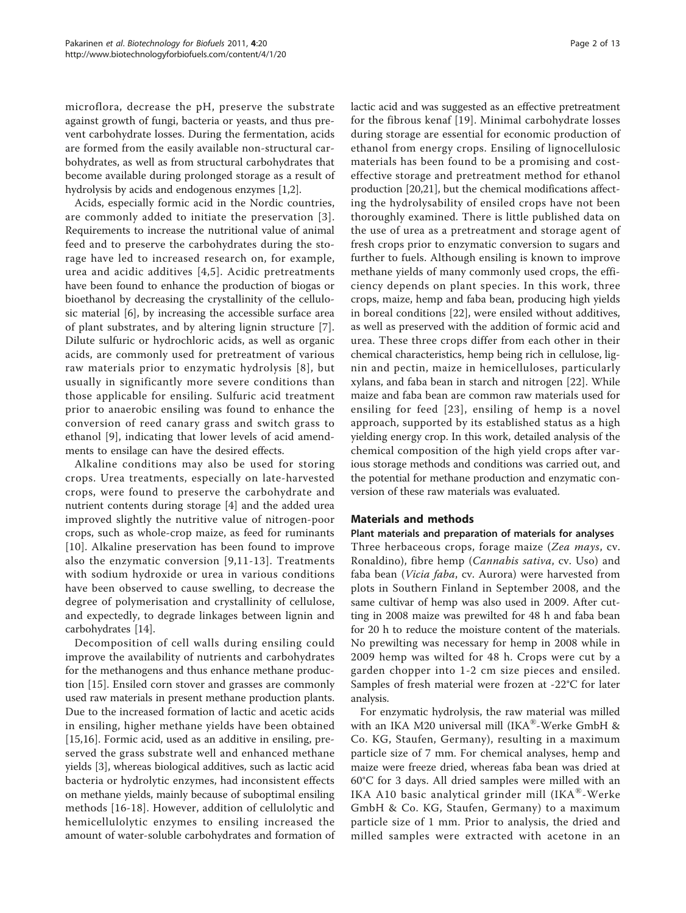microflora, decrease the pH, preserve the substrate against growth of fungi, bacteria or yeasts, and thus prevent carbohydrate losses. During the fermentation, acids are formed from the easily available non-structural carbohydrates, as well as from structural carbohydrates that become available during prolonged storage as a result of hydrolysis by acids and endogenous enzymes [1,2].

Acids, especially formic acid in the Nordic countries, are commonly added to initiate the preservation [3]. Requirements to increase the nutritional value of animal feed and to preserve the carbohydrates during the storage have led to increased research on, for example, urea and acidic additives [4,5]. Acidic pretreatments have been found to enhance the production of biogas or bioethanol by decreasing the crystallinity of the cellulosic material [6], by increasing the accessible surface area of plant substrates, and by altering lignin structure [7]. Dilute sulfuric or hydrochloric acids, as well as organic acids, are commonly used for pretreatment of various raw materials prior to enzymatic hydrolysis [8], but usually in significantly more severe conditions than those applicable for ensiling. Sulfuric acid treatment prior to anaerobic ensiling was found to enhance the conversion of reed canary grass and switch grass to ethanol [9], indicating that lower levels of acid amendments to ensilage can have the desired effects.

Alkaline conditions may also be used for storing crops. Urea treatments, especially on late-harvested crops, were found to preserve the carbohydrate and nutrient contents during storage [4] and the added urea improved slightly the nutritive value of nitrogen-poor crops, such as whole-crop maize, as feed for ruminants [10]. Alkaline preservation has been found to improve also the enzymatic conversion [9,11-13]. Treatments with sodium hydroxide or urea in various conditions have been observed to cause swelling, to decrease the degree of polymerisation and crystallinity of cellulose, and expectedly, to degrade linkages between lignin and carbohydrates [14].

Decomposition of cell walls during ensiling could improve the availability of nutrients and carbohydrates for the methanogens and thus enhance methane production [15]. Ensiled corn stover and grasses are commonly used raw materials in present methane production plants. Due to the increased formation of lactic and acetic acids in ensiling, higher methane yields have been obtained [15,16]. Formic acid, used as an additive in ensiling, preserved the grass substrate well and enhanced methane yields [3], whereas biological additives, such as lactic acid bacteria or hydrolytic enzymes, had inconsistent effects on methane yields, mainly because of suboptimal ensiling methods [16-18]. However, addition of cellulolytic and hemicellulolytic enzymes to ensiling increased the amount of water-soluble carbohydrates and formation of lactic acid and was suggested as an effective pretreatment for the fibrous kenaf [19]. Minimal carbohydrate losses during storage are essential for economic production of ethanol from energy crops. Ensiling of lignocellulosic materials has been found to be a promising and cost-effective storage and pretreatment method for ethanol production [20,21], but the chemical modifications affecting the hydrolysability of ensiled crops have not been thoroughly examined. There is little published data on the use of urea as a pretreatment and storage agent of fresh crops prior to enzymatic conversion to sugars and further to fuels. Although ensiling is known to improve methane yields of many commonly used crops, the efficiency depends on plant species. In this work, three crops, maize, hemp and faba bean, producing high yields in boreal conditions [22], were ensiled without additives, as well as preserved with the addition of formic acid and urea. These three crops differ from each other in their chemical characteristics, hemp being rich in cellulose, lignin and pectin, maize in hemicelluloses, particularly xylans, and faba bean in starch and nitrogen [22]. While maize and faba bean are common raw materials used for ensiling for feed [23], ensiling of hemp is a novel approach, supported by its established status as a high yielding energy crop. In this work, detailed analysis of the chemical composition of the high yield crops after various storage methods and conditions was carried out, and the potential for methane production and enzymatic conversion of these raw materials was evaluated.

## Materials and methods

### Plant materials and preparation of materials for analyses

Three herbaceous crops, forage maize (*Zea mays*, cv. Ronaldino), fibre hemp (*Cannabis sativa*, cv. Uso) and faba bean (*Vicia faba*, cv. Aurora) were harvested from plots in Southern Finland in September 2008, and the same cultivar of hemp was also used in 2009. After cutting in 2008 maize was prewilted for 48 h and faba bean for 20 h to reduce the moisture content of the materials. No prewilting was necessary for hemp in 2008 while in 2009 hemp was wilted for 48 h. Crops were cut by a garden chopper into 1-2 cm size pieces and ensiled. Samples of fresh material were frozen at -22°C for later analysis.

For enzymatic hydrolysis, the raw material was milled with an IKA M20 universal mill (IKA®-Werke GmbH & Co. KG, Staufen, Germany), resulting in a maximum particle size of 7 mm. For chemical analyses, hemp and maize were freeze dried, whereas faba bean was dried at 60°C for 3 days. All dried samples were milled with an IKA A10 basic analytical grinder mill (IKA®-Werke GmbH & Co. KG, Staufen, Germany) to a maximum particle size of 1 mm. Prior to analysis, the dried and milled samples were extracted with acetone in an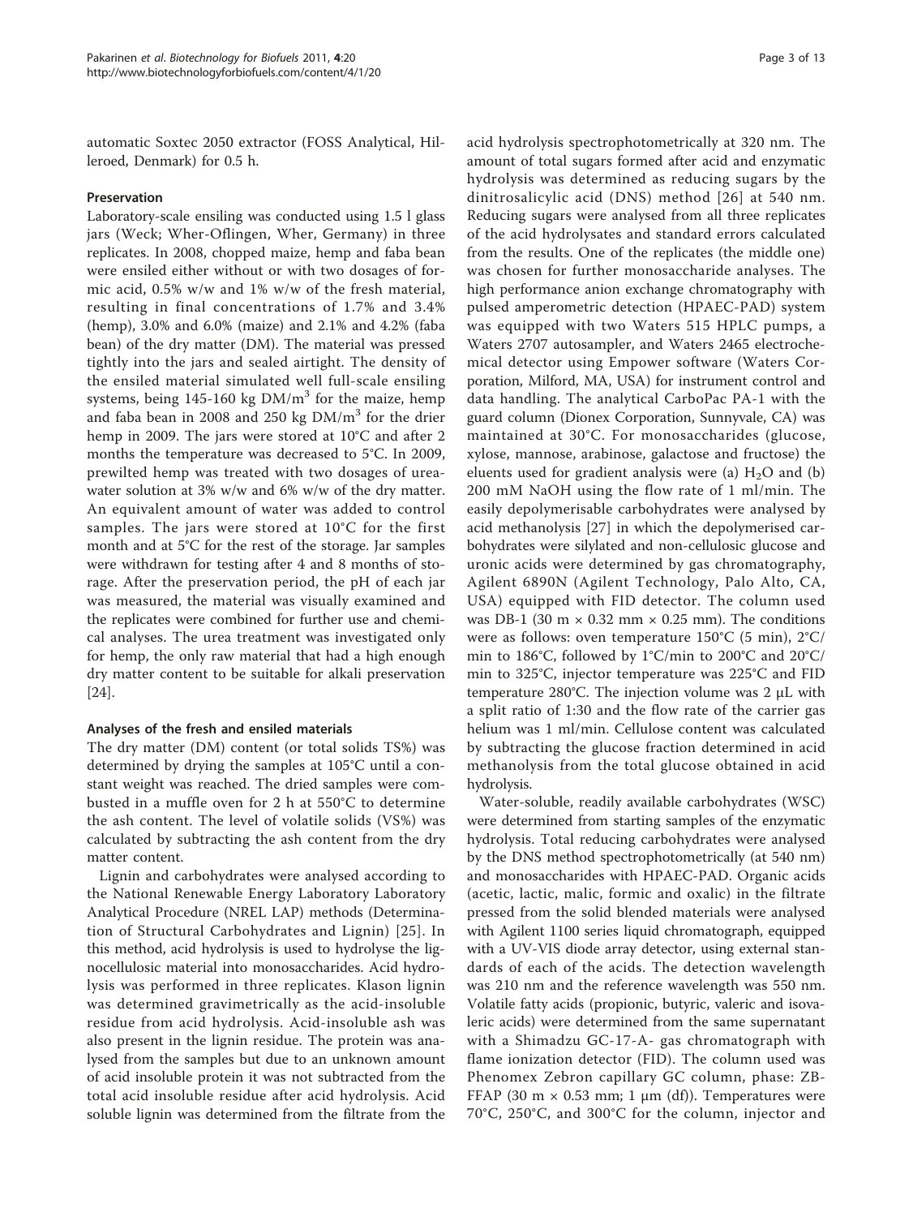automatic Soxtec 2050 extractor (FOSS Analytical, Hilleroed, Denmark) for 0.5 h.

### Preservation

Laboratory-scale ensiling was conducted using 1.5 l glass jars (Weck; Wher-Oflingen, Wher, Germany) in three replicates. In 2008, chopped maize, hemp and faba bean were ensiled either without or with two dosages of formic acid, 0.5% w/w and 1% w/w of the fresh material, resulting in final concentrations of 1.7% and 3.4% (hemp), 3.0% and 6.0% (maize) and 2.1% and 4.2% (faba bean) of the dry matter (DM). The material was pressed tightly into the jars and sealed airtight. The density of the ensiled material simulated well full-scale ensiling systems, being 145-160 kg DM/m$^3$ for the maize, hemp and faba bean in 2008 and 250 kg DM/m$^3$ for the drier hemp in 2009. The jars were stored at 10°C and after 2 months the temperature was decreased to 5°C. In 2009, prewilted hemp was treated with two dosages of urea-water solution at 3% w/w and 6% w/w of the dry matter. An equivalent amount of water was added to control samples. The jars were stored at 10°C for the first month and at 5°C for the rest of the storage. Jar samples were withdrawn for testing after 4 and 8 months of storage. After the preservation period, the pH of each jar was measured, the material was visually examined and the replicates were combined for further use and chemical analyses. The urea treatment was investigated only for hemp, the only raw material that had a high enough dry matter content to be suitable for alkali preservation [24].

### Analyses of the fresh and ensiled materials

The dry matter (DM) content (or total solids TS%) was determined by drying the samples at 105°C until a constant weight was reached. The dried samples were combusted in a muffle oven for 2 h at 550°C to determine the ash content. The level of volatile solids (VS%) was calculated by subtracting the ash content from the dry matter content.

Lignin and carbohydrates were analysed according to the National Renewable Energy Laboratory Laboratory Analytical Procedure (NREL LAP) methods (Determination of Structural Carbohydrates and Lignin) [25]. In this method, acid hydrolysis is used to hydrolyse the lignocellulosic material into monosaccharides. Acid hydrolysis was performed in three replicates. Klason lignin was determined gravimetrically as the acid-insoluble residue from acid hydrolysis. Acid-insoluble ash was also present in the lignin residue. The protein was analysed from the samples but due to an unknown amount of acid insoluble protein it was not subtracted from the total acid insoluble residue after acid hydrolysis. Acid soluble lignin was determined from the filtrate from the acid hydrolysis spectrophotometrically at 320 nm. The amount of total sugars formed after acid and enzymatic hydrolysis was determined as reducing sugars by the dinitrosalicylic acid (DNS) method [26] at 540 nm. Reducing sugars were analysed from all three replicates of the acid hydrolysates and standard errors calculated from the results. One of the replicates (the middle one) was chosen for further monosaccharide analyses. The high performance anion exchange chromatography with pulsed amperometric detection (HPAEC-PAD) system was equipped with two Waters 515 HPLC pumps, a Waters 2707 autosampler, and Waters 2465 electrochemical detector using Empower software (Waters Corporation, Milford, MA, USA) for instrument control and data handling. The analytical CarboPac PA-1 with the guard column (Dionex Corporation, Sunnyvale, CA) was maintained at 30°C. For monosaccharides (glucose, xylose, mannose, arabinose, galactose and fructose) the eluents used for gradient analysis were (a) $H_2O$ and (b) 200 mM NaOH using the flow rate of 1 ml/min. The easily depolymerisable carbohydrates were analysed by acid methanolysis [27] in which the depolymerised carbohydrates were silylated and non-cellulosic glucose and uronic acids were determined by gas chromatography, Agilent 6890N (Agilent Technology, Palo Alto, CA, USA) equipped with FID detector. The column used was DB-1 (30 m × 0.32 mm × 0.25 mm). The conditions were as follows: oven temperature 150°C (5 min), 2°C/min to 186°C, followed by 1°C/min to 200°C and 20°C/min to 325°C, injector temperature was 225°C and FID temperature 280°C. The injection volume was 2 μL with a split ratio of 1:30 and the flow rate of the carrier gas helium was 1 ml/min. Cellulose content was calculated by subtracting the glucose fraction determined in acid methanolysis from the total glucose obtained in acid hydrolysis.

Water-soluble, readily available carbohydrates (WSC) were determined from starting samples of the enzymatic hydrolysis. Total reducing carbohydrates were analysed by the DNS method spectrophotometrically (at 540 nm) and monosaccharides with HPAEC-PAD. Organic acids (acetic, lactic, malic, formic and oxalic) in the filtrate pressed from the solid blended materials were analysed with Agilent 1100 series liquid chromatograph, equipped with a UV-VIS diode array detector, using external standards of each of the acids. The detection wavelength was 210 nm and the reference wavelength was 550 nm. Volatile fatty acids (propionic, butyric, valeric and isovaleric acids) were determined from the same supernatant with a Shimadzu GC-17-A- gas chromatograph with flame ionization detector (FID). The column used was Phenomex Zebron capillary GC column, phase: ZB-FFAP (30 m × 0.53 mm; 1 μm (df)). Temperatures were 70°C, 250°C, and 300°C for the column, injector and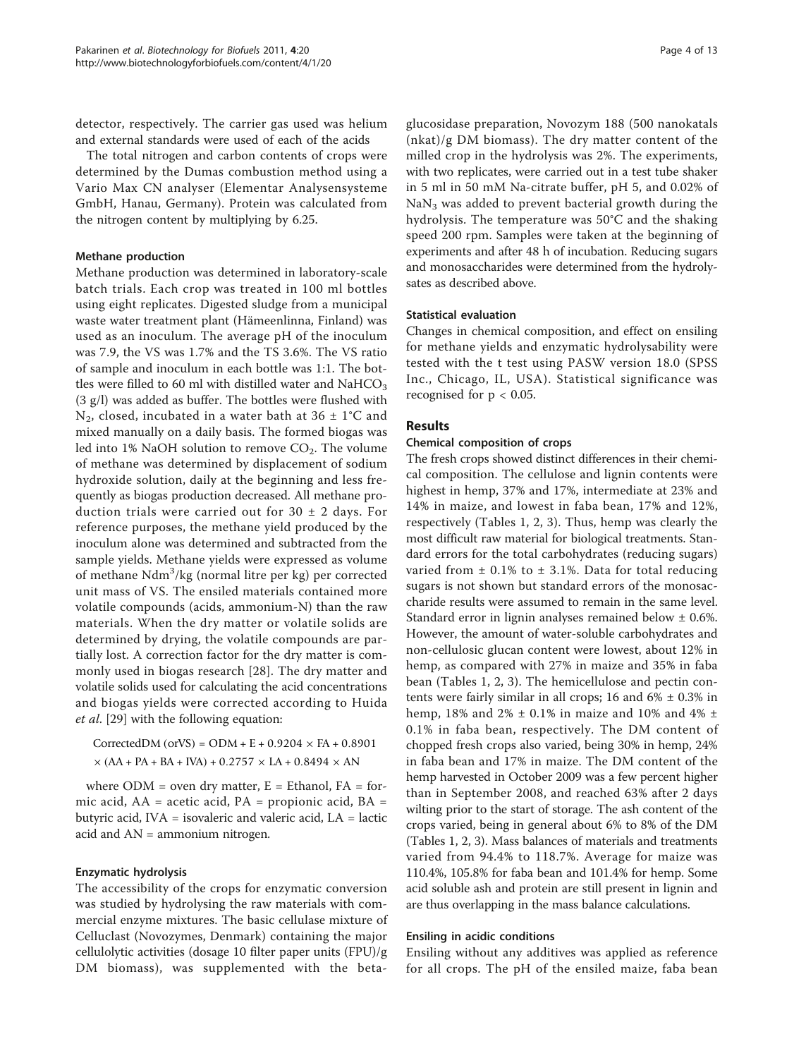detector, respectively. The carrier gas used was helium and external standards were used of each of the acids

The total nitrogen and carbon contents of crops were determined by the Dumas combustion method using a Vario Max CN analyser (Elementar Analysensysteme GmbH, Hanau, Germany). Protein was calculated from the nitrogen content by multiplying by 6.25.

### Methane production

Methane production was determined in laboratory-scale batch trials. Each crop was treated in 100 ml bottles using eight replicates. Digested sludge from a municipal waste water treatment plant (Hämeenlinna, Finland) was used as an inoculum. The average pH of the inoculum was 7.9, the VS was 1.7% and the TS 3.6%. The VS ratio of sample and inoculum in each bottle was 1:1. The bottles were filled to 60 ml with distilled water and $NaHCO_3$ (3 g/l) was added as buffer. The bottles were flushed with $N_2$, closed, incubated in a water bath at 36 ± 1°C and mixed manually on a daily basis. The formed biogas was led into 1% NaOH solution to remove $CO_2$. The volume of methane was determined by displacement of sodium hydroxide solution, daily at the beginning and less frequently as biogas production decreased. All methane production trials were carried out for 30 ± 2 days. For reference purposes, the methane yield produced by the inoculum alone was determined and subtracted from the sample yields. Methane yields were expressed as volume of methane $Ndm^3$/kg (normal litre per kg) per corrected unit mass of VS. The ensiled materials contained more volatile compounds (acids, ammonium-N) than the raw materials. When the dry matter or volatile solids are determined by drying, the volatile compounds are partially lost. A correction factor for the dry matter is commonly used in biogas research [28]. The dry matter and volatile solids used for calculating the acid concentrations and biogas yields were corrected according to Huida *et al.* [29] with the following equation:

$$\text{CorrectedDM (orVS)} = \text{ODM} + \text{E} + 0.9204 \times \text{FA} + 0.8901 \times (\text{AA} + \text{PA} + \text{BA} + \text{IVA}) + 0.2757 \times \text{LA} + 0.8494 \times \text{AN}$$

where ODM = oven dry matter, E = Ethanol, FA = formic acid, AA = acetic acid, PA = propionic acid, BA = butyric acid, IVA = isovaleric and valeric acid, LA = lactic acid and AN = ammonium nitrogen.

### Enzymatic hydrolysis

The accessibility of the crops for enzymatic conversion was studied by hydrolysing the raw materials with commercial enzyme mixtures. The basic cellulase mixture of Celluclast (Novozymes, Denmark) containing the major cellulolytic activities (dosage 10 filter paper units (FPU)/g DM biomass), was supplemented with the beta-glucosidase preparation, Novozym 188 (500 nanokatals (nkat)/g DM biomass). The dry matter content of the milled crop in the hydrolysis was 2%. The experiments, with two replicates, were carried out in a test tube shaker in 5 ml in 50 mM Na-citrate buffer, pH 5, and 0.02% of $NaN_3$ was added to prevent bacterial growth during the hydrolysis. The temperature was 50°C and the shaking speed 200 rpm. Samples were taken at the beginning of experiments and after 48 h of incubation. Reducing sugars and monosaccharides were determined from the hydrolysates as described above.

### Statistical evaluation

Changes in chemical composition, and effect on ensiling for methane yields and enzymatic hydrolysability were tested with the t test using PASW version 18.0 (SPSS Inc., Chicago, IL, USA). Statistical significance was recognised for $p < 0.05$.

## Results

### Chemical composition of crops

The fresh crops showed distinct differences in their chemical composition. The cellulose and lignin contents were highest in hemp, 37% and 17%, intermediate at 23% and 14% in maize, and lowest in faba bean, 17% and 12%, respectively (Tables 1, 2, 3). Thus, hemp was clearly the most difficult raw material for biological treatments. Standard errors for the total carbohydrates (reducing sugars) varied from ± 0.1% to ± 3.1%. Data for total reducing sugars is not shown but standard errors of the monosaccharide results were assumed to remain in the same level. Standard error in lignin analyses remained below ± 0.6%. However, the amount of water-soluble carbohydrates and non-cellulosic glucan content were lowest, about 12% in hemp, as compared with 27% in maize and 35% in faba bean (Tables 1, 2, 3). The hemicellulose and pectin contents were fairly similar in all crops; 16 and 6% ± 0.3% in hemp, 18% and 2% ± 0.1% in maize and 10% and 4% ± 0.1% in faba bean, respectively. The DM content of chopped fresh crops also varied, being 30% in hemp, 24% in faba bean and 17% in maize. The DM content of the hemp harvested in October 2009 was a few percent higher than in September 2008, and reached 63% after 2 days wilting prior to the start of storage. The ash content of the crops varied, being in general about 6% to 8% of the DM (Tables 1, 2, 3). Mass balances of materials and treatments varied from 94.4% to 118.7%. Average for maize was 110.4%, 105.8% for faba bean and 101.4% for hemp. Some acid soluble ash and protein are still present in lignin and are thus overlapping in the mass balance calculations.

### Ensiling in acidic conditions

Ensiling without any additives was applied as reference for all crops. The pH of the ensiled maize, faba bean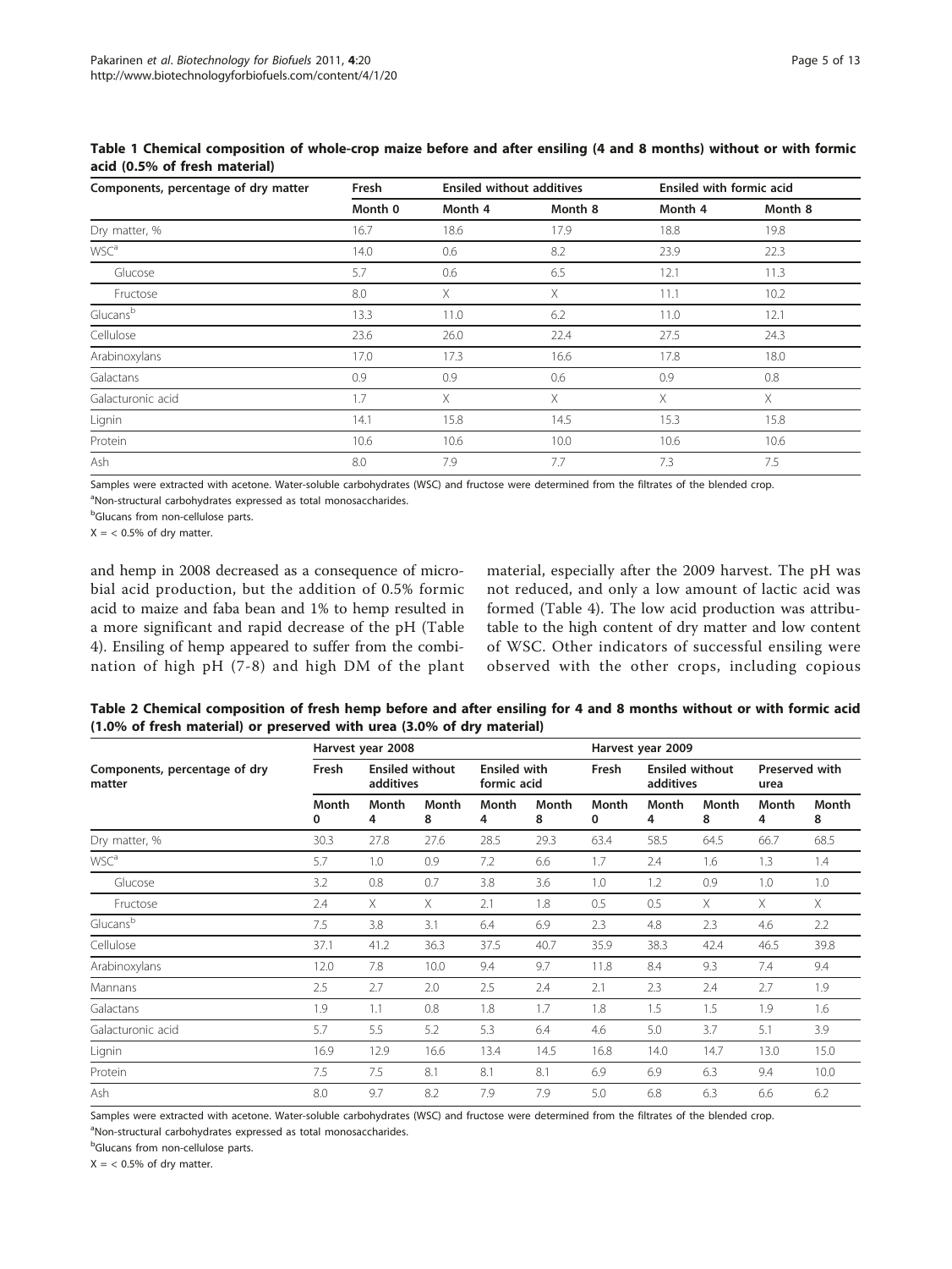**Table 1 Chemical composition of whole-crop maize before and after ensiling (4 and 8 months) without or with formic acid (0.5% of fresh material)**

| Components, percentage of dry matter | Fresh | Ensiled without additives | | Ensiled with formic acid | |
|---|---|---|---|---|---|
| | Month 0 | Month 4 | Month 8 | Month 4 | Month 8 |
| Dry matter, % | 16.7 | 18.6 | 17.9 | 18.8 | 19.8 |
| WSC[a] | 14.0 | 0.6 | 8.2 | 23.9 | 22.3 |
| Glucose | 5.7 | 0.6 | 6.5 | 12.1 | 11.3 |
| Fructose | 8.0 | X | X | 11.1 | 10.2 |
| Glucans[b] | 13.3 | 11.0 | 6.2 | 11.0 | 12.1 |
| Cellulose | 23.6 | 26.0 | 22.4 | 27.5 | 24.3 |
| Arabinoxylans | 17.0 | 17.3 | 16.6 | 17.8 | 18.0 |
| Galactans | 0.9 | 0.9 | 0.6 | 0.9 | 0.8 |
| Galacturonic acid | 1.7 | X | X | X | X |
| Lignin | 14.1 | 15.8 | 14.5 | 15.3 | 15.8 |
| Protein | 10.6 | 10.6 | 10.0 | 10.6 | 10.6 |
| Ash | 8.0 | 7.9 | 7.7 | 7.3 | 7.5 |

Samples were extracted with acetone. Water-soluble carbohydrates (WSC) and fructose were determined from the filtrates of the blended crop.

[a]Non-structural carbohydrates expressed as total monosaccharides.

[b]Glucans from non-cellulose parts.

X = < 0.5% of dry matter.

and hemp in 2008 decreased as a consequence of microbial acid production, but the addition of 0.5% formic acid to maize and faba bean and 1% to hemp resulted in a more significant and rapid decrease of the pH (Table 4). Ensiling of hemp appeared to suffer from the combination of high pH (7-8) and high DM of the plant material, especially after the 2009 harvest. The pH was not reduced, and only a low amount of lactic acid was formed (Table 4). The low acid production was attributable to the high content of dry matter and low content of WSC. Other indicators of successful ensiling were observed with the other crops, including copious

**Table 2 Chemical composition of fresh hemp before and after ensiling for 4 and 8 months without or with formic acid (1.0% of fresh material) or preserved with urea (3.0% of dry material)**

| Components, percentage of dry matter | Harvest year 2008 | | | | | Harvest year 2009 | | | | |
|---|---|---|---|---|---|---|---|---|---|---|
| | Fresh | Ensiled without additives | | Ensiled with formic acid | | Fresh | Ensiled without additives | | Preserved with urea | |
| | Month 0 | Month 4 | Month 8 | Month 4 | Month 8 | Month 0 | Month 4 | Month 8 | Month 4 | Month 8 |
| Dry matter, % | 30.3 | 27.8 | 27.6 | 28.5 | 29.3 | 63.4 | 58.5 | 64.5 | 66.7 | 68.5 |
| WSC[a] | 5.7 | 1.0 | 0.9 | 7.2 | 6.6 | 1.7 | 2.4 | 1.6 | 1.3 | 1.4 |
| Glucose | 3.2 | 0.8 | 0.7 | 3.8 | 3.6 | 1.0 | 1.2 | 0.9 | 1.0 | 1.0 |
| Fructose | 2.4 | X | X | 2.1 | 1.8 | 0.5 | 0.5 | X | X | X |
| Glucans[b] | 7.5 | 3.8 | 3.1 | 6.4 | 6.9 | 2.3 | 4.8 | 2.3 | 4.6 | 2.2 |
| Cellulose | 37.1 | 41.2 | 36.3 | 37.5 | 40.7 | 35.9 | 38.3 | 42.4 | 46.5 | 39.8 |
| Arabinoxylans | 12.0 | 7.8 | 10.0 | 9.4 | 9.7 | 11.8 | 8.4 | 9.3 | 7.4 | 9.4 |
| Mannans | 2.5 | 2.7 | 2.0 | 2.5 | 2.4 | 2.1 | 2.3 | 2.4 | 2.7 | 1.9 |
| Galactans | 1.9 | 1.1 | 0.8 | 1.8 | 1.7 | 1.8 | 1.5 | 1.5 | 1.9 | 1.6 |
| Galacturonic acid | 5.7 | 5.5 | 5.2 | 5.3 | 6.4 | 4.6 | 5.0 | 3.7 | 5.1 | 3.9 |
| Lignin | 16.9 | 12.9 | 16.6 | 13.4 | 14.5 | 16.8 | 14.0 | 14.7 | 13.0 | 15.0 |
| Protein | 7.5 | 7.5 | 8.1 | 8.1 | 8.1 | 6.9 | 6.9 | 6.3 | 9.4 | 10.0 |
| Ash | 8.0 | 9.7 | 8.2 | 7.9 | 7.9 | 5.0 | 6.8 | 6.3 | 6.6 | 6.2 |

Samples were extracted with acetone. Water-soluble carbohydrates (WSC) and fructose were determined from the filtrates of the blended crop.

[a]Non-structural carbohydrates expressed as total monosaccharides.

[b]Glucans from non-cellulose parts.

X = < 0.5% of dry matter.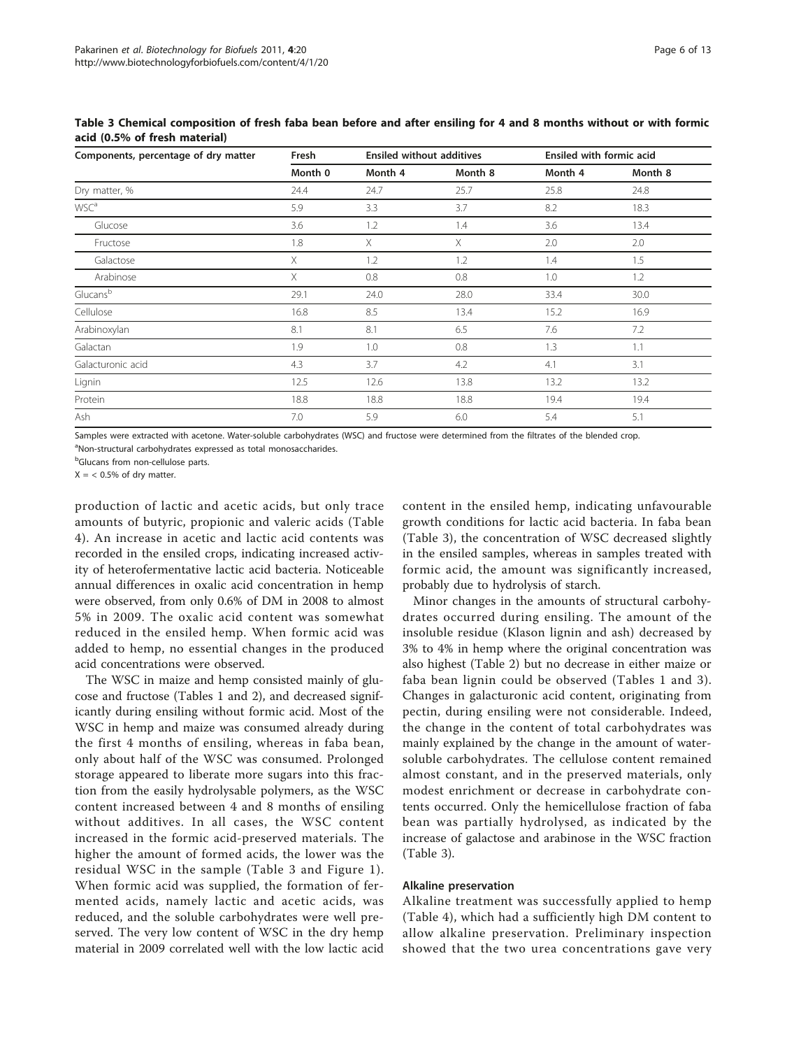**Table 3 Chemical composition of fresh faba bean before and after ensiling for 4 and 8 months without or with formic acid (0.5% of fresh material)**

| Components, percentage of dry matter | Fresh | Ensiled without additives | | Ensiled with formic acid | |
|---|---|---|---|---|---|
| | Month 0 | Month 4 | Month 8 | Month 4 | Month 8 |
| Dry matter, % | 24.4 | 24.7 | 25.7 | 25.8 | 24.8 |
| WSC[a] | 5.9 | 3.3 | 3.7 | 8.2 | 18.3 |
| Glucose | 3.6 | 1.2 | 1.4 | 3.6 | 13.4 |
| Fructose | 1.8 | X | X | 2.0 | 2.0 |
| Galactose | X | 1.2 | 1.2 | 1.4 | 1.5 |
| Arabinose | X | 0.8 | 0.8 | 1.0 | 1.2 |
| Glucans[b] | 29.1 | 24.0 | 28.0 | 33.4 | 30.0 |
| Cellulose | 16.8 | 8.5 | 13.4 | 15.2 | 16.9 |
| Arabinoxylan | 8.1 | 8.1 | 6.5 | 7.6 | 7.2 |
| Galactan | 1.9 | 1.0 | 0.8 | 1.3 | 1.1 |
| Galacturonic acid | 4.3 | 3.7 | 4.2 | 4.1 | 3.1 |
| Lignin | 12.5 | 12.6 | 13.8 | 13.2 | 13.2 |
| Protein | 18.8 | 18.8 | 18.8 | 19.4 | 19.4 |
| Ash | 7.0 | 5.9 | 6.0 | 5.4 | 5.1 |

Samples were extracted with acetone. Water-soluble carbohydrates (WSC) and fructose were determined from the filtrates of the blended crop.

[a]Non-structural carbohydrates expressed as total monosaccharides.

[b]Glucans from non-cellulose parts.

X = < 0.5% of dry matter.

production of lactic and acetic acids, but only trace amounts of butyric, propionic and valeric acids (Table 4). An increase in acetic and lactic acid contents was recorded in the ensiled crops, indicating increased activity of heterofermentative lactic acid bacteria. Noticeable annual differences in oxalic acid concentration in hemp were observed, from only 0.6% of DM in 2008 to almost 5% in 2009. The oxalic acid content was somewhat reduced in the ensiled hemp. When formic acid was added to hemp, no essential changes in the produced acid concentrations were observed.

The WSC in maize and hemp consisted mainly of glucose and fructose (Tables 1 and 2), and decreased significantly during ensiling without formic acid. Most of the WSC in hemp and maize was consumed already during the first 4 months of ensiling, whereas in faba bean, only about half of the WSC was consumed. Prolonged storage appeared to liberate more sugars into this fraction from the easily hydrolysable polymers, as the WSC content increased between 4 and 8 months of ensiling without additives. In all cases, the WSC content increased in the formic acid-preserved materials. The higher the amount of formed acids, the lower was the residual WSC in the sample (Table 3 and Figure 1). When formic acid was supplied, the formation of fermented acids, namely lactic and acetic acids, was reduced, and the soluble carbohydrates were well preserved. The very low content of WSC in the dry hemp material in 2009 correlated well with the low lactic acid content in the ensiled hemp, indicating unfavourable growth conditions for lactic acid bacteria. In faba bean (Table 3), the concentration of WSC decreased slightly in the ensiled samples, whereas in samples treated with formic acid, the amount was significantly increased, probably due to hydrolysis of starch.

Minor changes in the amounts of structural carbohydrates occurred during ensiling. The amount of the insoluble residue (Klason lignin and ash) decreased by 3% to 4% in hemp where the original concentration was also highest (Table 2) but no decrease in either maize or faba bean lignin could be observed (Tables 1 and 3). Changes in galacturonic acid content, originating from pectin, during ensiling were not considerable. Indeed, the change in the content of total carbohydrates was mainly explained by the change in the amount of water-soluble carbohydrates. The cellulose content remained almost constant, and in the preserved materials, only modest enrichment or decrease in carbohydrate contents occurred. Only the hemicellulose fraction of faba bean was partially hydrolysed, as indicated by the increase of galactose and arabinose in the WSC fraction (Table 3).

#### Alkaline preservation

Alkaline treatment was successfully applied to hemp (Table 4), which had a sufficiently high DM content to allow alkaline preservation. Preliminary inspection showed that the two urea concentrations gave very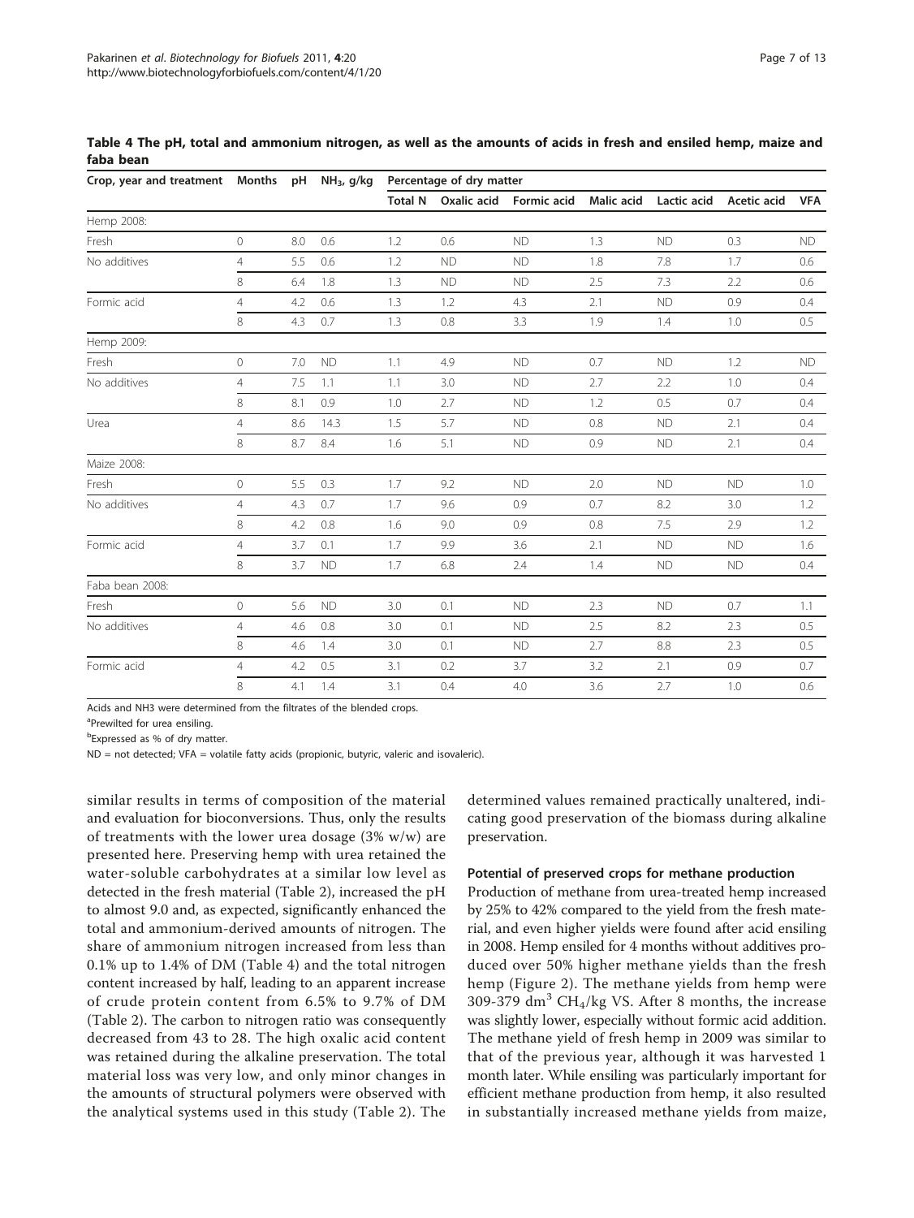**Table 4 The pH, total and ammonium nitrogen, as well as the amounts of acids in fresh and ensiled hemp, maize and faba bean**

| Crop, year and treatment | Months | pH | $NH_3$, g/kg | Percentage of dry matter | | | | | | |
|---|---|---|---|---|---|---|---|---|---|---|
| | | | | Total N | Oxalic acid | Formic acid | Malic acid | Lactic acid | Acetic acid | VFA |
| Hemp 2008: | | | | | | | | | | |
| Fresh | 0 | 8.0 | 0.6 | 1.2 | 0.6 | ND | 1.3 | ND | 0.3 | ND |
| No additives | 4 | 5.5 | 0.6 | 1.2 | ND | ND | 1.8 | 7.8 | 1.7 | 0.6 |
| | 8 | 6.4 | 1.8 | 1.3 | ND | ND | 2.5 | 7.3 | 2.2 | 0.6 |
| Formic acid | 4 | 4.2 | 0.6 | 1.3 | 1.2 | 4.3 | 2.1 | ND | 0.9 | 0.4 |
| | 8 | 4.3 | 0.7 | 1.3 | 0.8 | 3.3 | 1.9 | 1.4 | 1.0 | 0.5 |
| Hemp 2009: | | | | | | | | | | |
| Fresh | 0 | 7.0 | ND | 1.1 | 4.9 | ND | 0.7 | ND | 1.2 | ND |
| No additives | 4 | 7.5 | 1.1 | 1.1 | 3.0 | ND | 2.7 | 2.2 | 1.0 | 0.4 |
| | 8 | 8.1 | 0.9 | 1.0 | 2.7 | ND | 1.2 | 0.5 | 0.7 | 0.4 |
| Urea | 4 | 8.6 | 14.3 | 1.5 | 5.7 | ND | 0.8 | ND | 2.1 | 0.4 |
| | 8 | 8.7 | 8.4 | 1.6 | 5.1 | ND | 0.9 | ND | 2.1 | 0.4 |
| Maize 2008: | | | | | | | | | | |
| Fresh | 0 | 5.5 | 0.3 | 1.7 | 9.2 | ND | 2.0 | ND | ND | 1.0 |
| No additives | 4 | 4.3 | 0.7 | 1.7 | 9.6 | 0.9 | 0.7 | 8.2 | 3.0 | 1.2 |
| | 8 | 4.2 | 0.8 | 1.6 | 9.0 | 0.9 | 0.8 | 7.5 | 2.9 | 1.2 |
| Formic acid | 4 | 3.7 | 0.1 | 1.7 | 9.9 | 3.6 | 2.1 | ND | ND | 1.6 |
| | 8 | 3.7 | ND | 1.7 | 6.8 | 2.4 | 1.4 | ND | ND | 0.4 |
| Faba bean 2008: | | | | | | | | | | |
| Fresh | 0 | 5.6 | ND | 3.0 | 0.1 | ND | 2.3 | ND | 0.7 | 1.1 |
| No additives | 4 | 4.6 | 0.8 | 3.0 | 0.1 | ND | 2.5 | 8.2 | 2.3 | 0.5 |
| | 8 | 4.6 | 1.4 | 3.0 | 0.1 | ND | 2.7 | 8.8 | 2.3 | 0.5 |
| Formic acid | 4 | 4.2 | 0.5 | 3.1 | 0.2 | 3.7 | 3.2 | 2.1 | 0.9 | 0.7 |
| | 8 | 4.1 | 1.4 | 3.1 | 0.4 | 4.0 | 3.6 | 2.7 | 1.0 | 0.6 |

Acids and NH3 were determined from the filtrates of the blended crops.

[a]Prewilted for urea ensiling.

[b]Expressed as % of dry matter.

ND = not detected; VFA = volatile fatty acids (propionic, butyric, valeric and isovaleric).

similar results in terms of composition of the material and evaluation for bioconversions. Thus, only the results of treatments with the lower urea dosage (3% w/w) are presented here. Preserving hemp with urea retained the water-soluble carbohydrates at a similar low level as detected in the fresh material (Table 2), increased the pH to almost 9.0 and, as expected, significantly enhanced the total and ammonium-derived amounts of nitrogen. The share of ammonium nitrogen increased from less than 0.1% up to 1.4% of DM (Table 4) and the total nitrogen content increased by half, leading to an apparent increase of crude protein content from 6.5% to 9.7% of DM (Table 2). The carbon to nitrogen ratio was consequently decreased from 43 to 28. The high oxalic acid content was retained during the alkaline preservation. The total material loss was very low, and only minor changes in the amounts of structural polymers were observed with the analytical systems used in this study (Table 2). The determined values remained practically unaltered, indicating good preservation of the biomass during alkaline preservation.

### Potential of preserved crops for methane production

Production of methane from urea-treated hemp increased by 25% to 42% compared to the yield from the fresh material, and even higher yields were found after acid ensiling in 2008. Hemp ensiled for 4 months without additives produced over 50% higher methane yields than the fresh hemp (Figure 2). The methane yields from hemp were 309-379 $dm^3$ $CH_4$/kg VS. After 8 months, the increase was slightly lower, especially without formic acid addition. The methane yield of fresh hemp in 2009 was similar to that of the previous year, although it was harvested 1 month later. While ensiling was particularly important for efficient methane production from hemp, it also resulted in substantially increased methane yields from maize,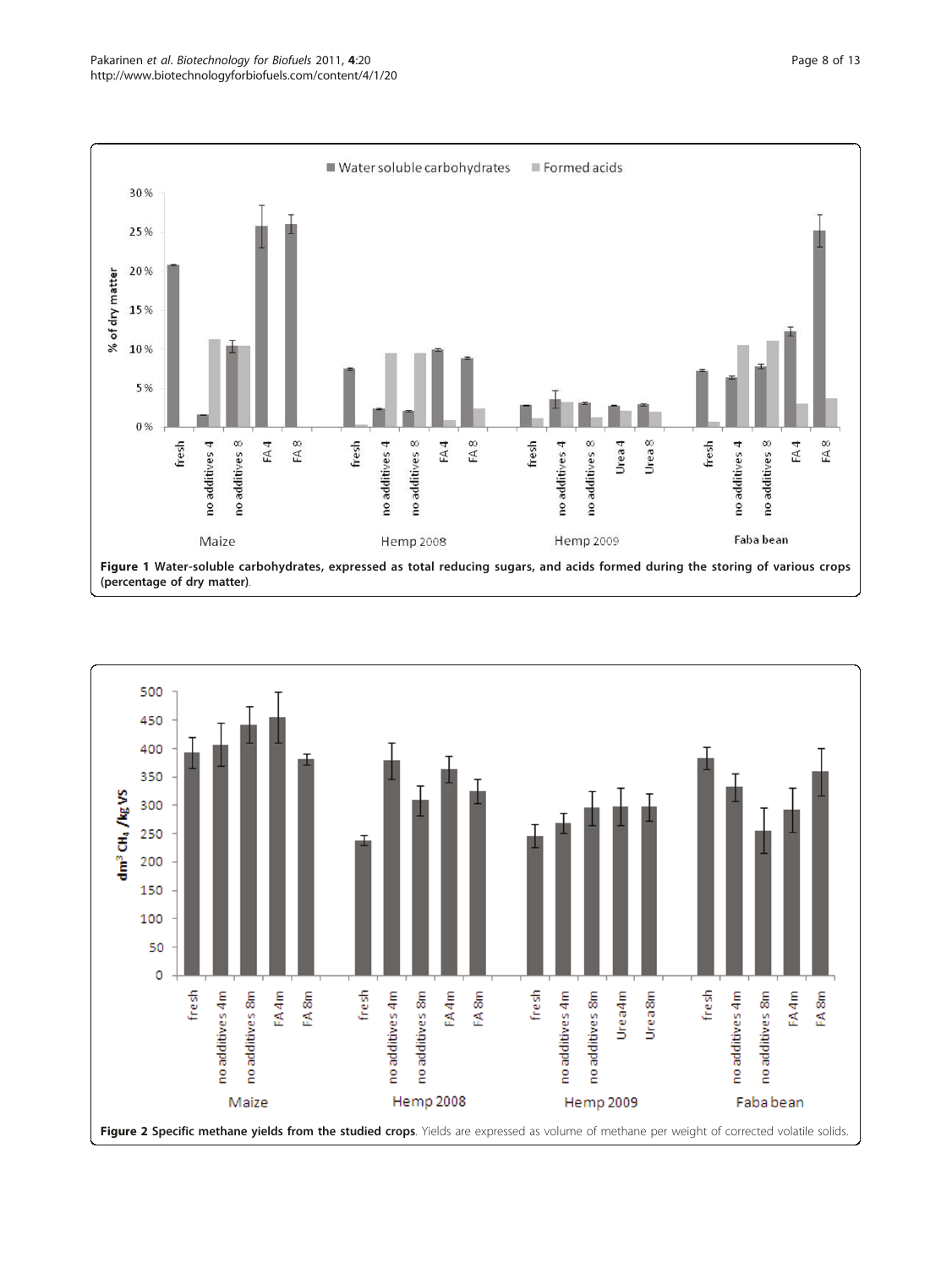**Figure 1 Water-soluble carbohydrates, expressed as total reducing sugars, and acids formed during the storing of various crops (percentage of dry matter)**.

**Figure 2 Specific methane yields from the studied crops**. Yields are expressed as volume of methane per weight of corrected volatile solids.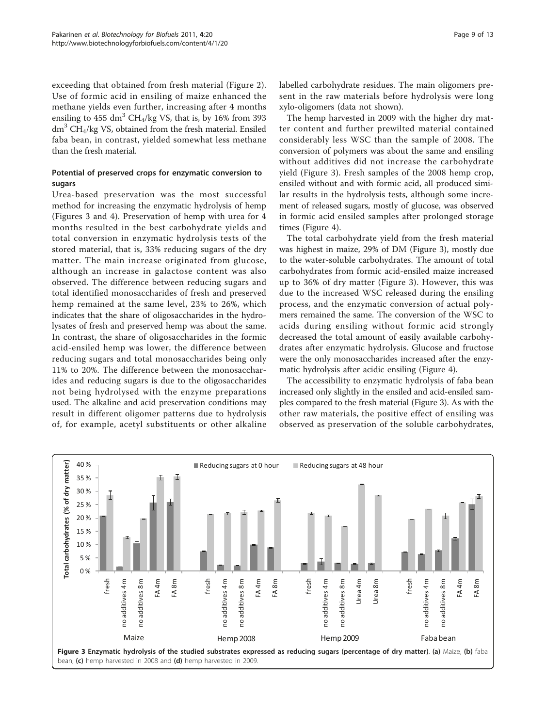exceeding that obtained from fresh material (Figure 2). Use of formic acid in ensiling of maize enhanced the methane yields even further, increasing after 4 months ensiling to 455 $dm^3$ $CH_4$/kg VS, that is, by 16% from 393 $dm^3$ $CH_4$/kg VS, obtained from the fresh material. Ensiled faba bean, in contrast, yielded somewhat less methane than the fresh material.

### Potential of preserved crops for enzymatic conversion to sugars

Urea-based preservation was the most successful method for increasing the enzymatic hydrolysis of hemp (Figures 3 and 4). Preservation of hemp with urea for 4 months resulted in the best carbohydrate yields and total conversion in enzymatic hydrolysis tests of the stored material, that is, 33% reducing sugars of the dry matter. The main increase originated from glucose, although an increase in galactose content was also observed. The difference between reducing sugars and total identified monosaccharides of fresh and preserved hemp remained at the same level, 23% to 26%, which indicates that the share of oligosaccharides in the hydrolysates of fresh and preserved hemp was about the same. In contrast, the share of oligosaccharides in the formic acid-ensiled hemp was lower, the difference between reducing sugars and total monosaccharides being only 11% to 20%. The difference between the monosaccharides and reducing sugars is due to the oligosaccharides not being hydrolysed with the enzyme preparations used. The alkaline and acid preservation conditions may result in different oligomer patterns due to hydrolysis of, for example, acetyl substituents or other alkaline labelled carbohydrate residues. The main oligomers present in the raw materials before hydrolysis were long xylo-oligomers (data not shown).

The hemp harvested in 2009 with the higher dry matter content and further prewilted material contained considerably less WSC than the sample of 2008. The conversion of polymers was about the same and ensiling without additives did not increase the carbohydrate yield (Figure 3). Fresh samples of the 2008 hemp crop, ensiled without and with formic acid, all produced similar results in the hydrolysis tests, although some increment of released sugars, mostly of glucose, was observed in formic acid ensiled samples after prolonged storage times (Figure 4).

The total carbohydrate yield from the fresh material was highest in maize, 29% of DM (Figure 3), mostly due to the water-soluble carbohydrates. The amount of total carbohydrates from formic acid-ensiled maize increased up to 36% of dry matter (Figure 3). However, this was due to the increased WSC released during the ensiling process, and the enzymatic conversion of actual polymers remained the same. The conversion of the WSC to acids during ensiling without formic acid strongly decreased the total amount of easily available carbohydrates after enzymatic hydrolysis. Glucose and fructose were the only monosaccharides increased after the enzymatic hydrolysis after acidic ensiling (Figure 4).

The accessibility to enzymatic hydrolysis of faba bean increased only slightly in the ensiled and acid-ensiled samples compared to the fresh material (Figure 3). As with the other raw materials, the positive effect of ensiling was observed as preservation of the soluble carbohydrates,

**Figure 3 Enzymatic hydrolysis of the studied substrates expressed as reducing sugars (percentage of dry matter)**. **(a)** Maize, **(b)** faba bean, **(c)** hemp harvested in 2008 and **(d)** hemp harvested in 2009.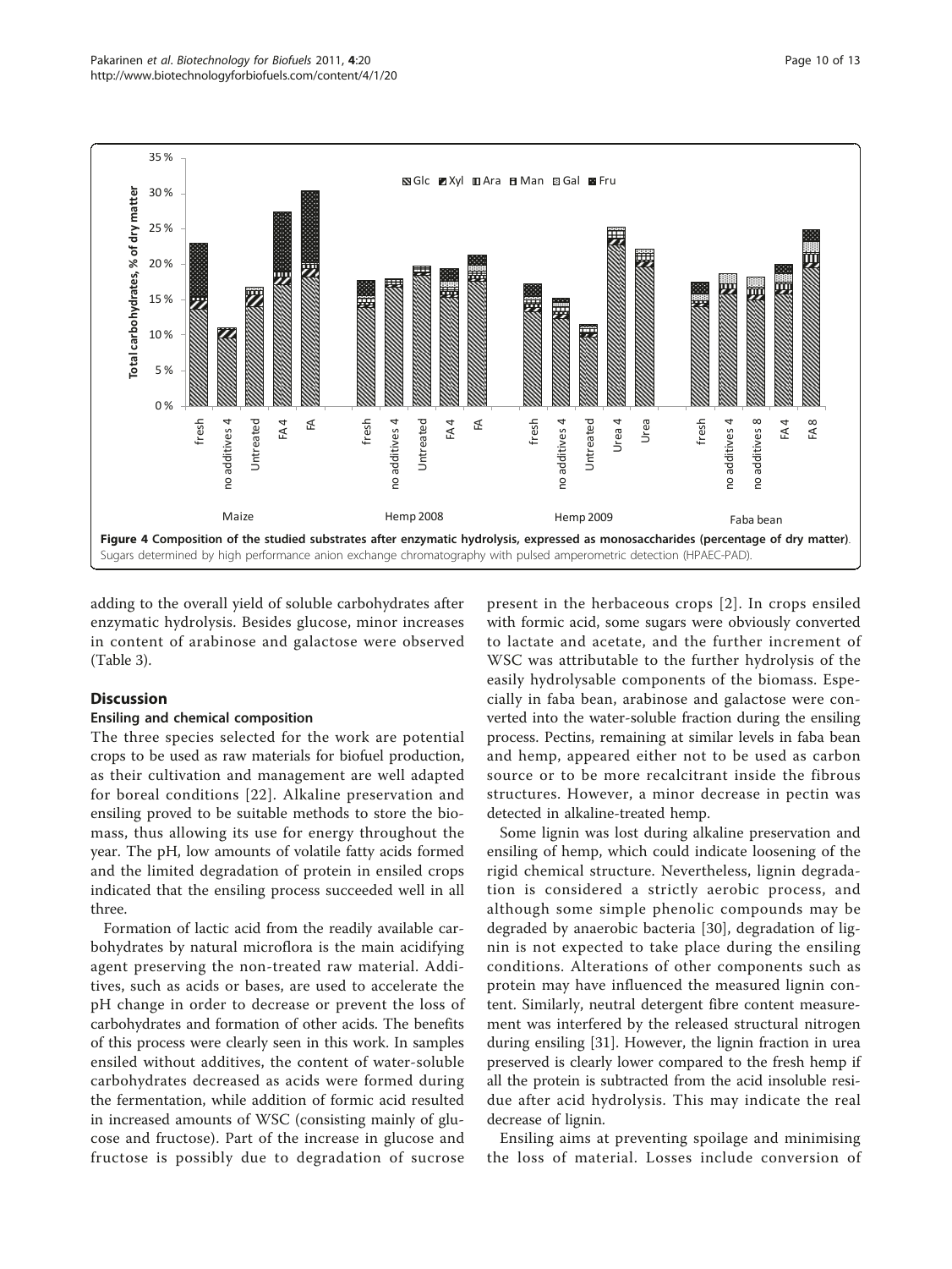35 %
30 %
25 %
20 %
15 %
10 %
5 %
0 %

Total carbohydrates, % of dry matter

Glc Xyl Ara Man Gal Fru

fresh
no additives 4
Untreated
FA 4
FA
fresh
no additives 4
Untreated
FA 4
FA
fresh
no additives 4
Untreated
Urea 4
Urea
fresh
no additives 4
no additives 8
FA 4
FA 8

Maize
Hemp 2008
Hemp 2009
Faba bean

**Figure 4 Composition of the studied substrates after enzymatic hydrolysis, expressed as monosaccharides (percentage of dry matter)**. Sugars determined by high performance anion exchange chromatography with pulsed amperometric detection (HPAEC-PAD).

adding to the overall yield of soluble carbohydrates after enzymatic hydrolysis. Besides glucose, minor increases in content of arabinose and galactose were observed (Table 3).

## Discussion

### Ensiling and chemical composition

The three species selected for the work are potential crops to be used as raw materials for biofuel production, as their cultivation and management are well adapted for boreal conditions [22]. Alkaline preservation and ensiling proved to be suitable methods to store the biomass, thus allowing its use for energy throughout the year. The pH, low amounts of volatile fatty acids formed and the limited degradation of protein in ensiled crops indicated that the ensiling process succeeded well in all three.

Formation of lactic acid from the readily available carbohydrates by natural microflora is the main acidifying agent preserving the non-treated raw material. Additives, such as acids or bases, are used to accelerate the pH change in order to decrease or prevent the loss of carbohydrates and formation of other acids. The benefits of this process were clearly seen in this work. In samples ensiled without additives, the content of water-soluble carbohydrates decreased as acids were formed during the fermentation, while addition of formic acid resulted in increased amounts of WSC (consisting mainly of glucose and fructose). Part of the increase in glucose and fructose is possibly due to degradation of sucrose present in the herbaceous crops [2]. In crops ensiled with formic acid, some sugars were obviously converted to lactate and acetate, and the further increment of WSC was attributable to the further hydrolysis of the easily hydrolysable components of the biomass. Especially in faba bean, arabinose and galactose were converted into the water-soluble fraction during the ensiling process. Pectins, remaining at similar levels in faba bean and hemp, appeared either not to be used as carbon source or to be more recalcitrant inside the fibrous structures. However, a minor decrease in pectin was detected in alkaline-treated hemp.

Some lignin was lost during alkaline preservation and ensiling of hemp, which could indicate loosening of the rigid chemical structure. Nevertheless, lignin degradation is considered a strictly aerobic process, and although some simple phenolic compounds may be degraded by anaerobic bacteria [30], degradation of lignin is not expected to take place during the ensiling conditions. Alterations of other components such as protein may have influenced the measured lignin content. Similarly, neutral detergent fibre content measurement was interfered by the released structural nitrogen during ensiling [31]. However, the lignin fraction in urea preserved is clearly lower compared to the fresh hemp if all the protein is subtracted from the acid insoluble residue after acid hydrolysis. This may indicate the real decrease of lignin.

Ensiling aims at preventing spoilage and minimising the loss of material. Losses include conversion of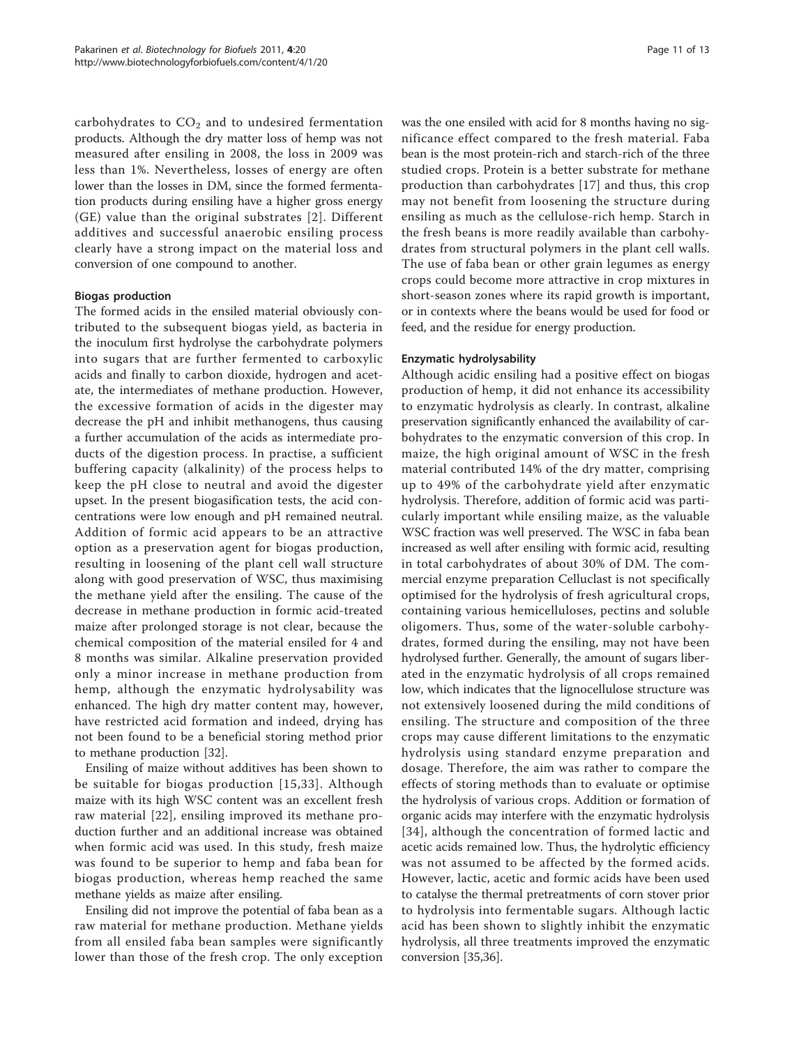carbohydrates to $CO_2$ and to undesired fermentation products. Although the dry matter loss of hemp was not measured after ensiling in 2008, the loss in 2009 was less than 1%. Nevertheless, losses of energy are often lower than the losses in DM, since the formed fermentation products during ensiling have a higher gross energy (GE) value than the original substrates [2]. Different additives and successful anaerobic ensiling process clearly have a strong impact on the material loss and conversion of one compound to another.

### Biogas production

The formed acids in the ensiled material obviously contributed to the subsequent biogas yield, as bacteria in the inoculum first hydrolyse the carbohydrate polymers into sugars that are further fermented to carboxylic acids and finally to carbon dioxide, hydrogen and acetate, the intermediates of methane production. However, the excessive formation of acids in the digester may decrease the pH and inhibit methanogens, thus causing a further accumulation of the acids as intermediate products of the digestion process. In practise, a sufficient buffering capacity (alkalinity) of the process helps to keep the pH close to neutral and avoid the digester upset. In the present biogasification tests, the acid concentrations were low enough and pH remained neutral. Addition of formic acid appears to be an attractive option as a preservation agent for biogas production, resulting in loosening of the plant cell wall structure along with good preservation of WSC, thus maximising the methane yield after the ensiling. The cause of the decrease in methane production in formic acid-treated maize after prolonged storage is not clear, because the chemical composition of the material ensiled for 4 and 8 months was similar. Alkaline preservation provided only a minor increase in methane production from hemp, although the enzymatic hydrolysability was enhanced. The high dry matter content may, however, have restricted acid formation and indeed, drying has not been found to be a beneficial storing method prior to methane production [32].

Ensiling of maize without additives has been shown to be suitable for biogas production [15,33]. Although maize with its high WSC content was an excellent fresh raw material [22], ensiling improved its methane production further and an additional increase was obtained when formic acid was used. In this study, fresh maize was found to be superior to hemp and faba bean for biogas production, whereas hemp reached the same methane yields as maize after ensiling.

Ensiling did not improve the potential of faba bean as a raw material for methane production. Methane yields from all ensiled faba bean samples were significantly lower than those of the fresh crop. The only exception was the one ensiled with acid for 8 months having no significance effect compared to the fresh material. Faba bean is the most protein-rich and starch-rich of the three studied crops. Protein is a better substrate for methane production than carbohydrates [17] and thus, this crop may not benefit from loosening the structure during ensiling as much as the cellulose-rich hemp. Starch in the fresh beans is more readily available than carbohydrates from structural polymers in the plant cell walls. The use of faba bean or other grain legumes as energy crops could become more attractive in crop mixtures in short-season zones where its rapid growth is important, or in contexts where the beans would be used for food or feed, and the residue for energy production.

### Enzymatic hydrolysability

Although acidic ensiling had a positive effect on biogas production of hemp, it did not enhance its accessibility to enzymatic hydrolysis as clearly. In contrast, alkaline preservation significantly enhanced the availability of carbohydrates to the enzymatic conversion of this crop. In maize, the high original amount of WSC in the fresh material contributed 14% of the dry matter, comprising up to 49% of the carbohydrate yield after enzymatic hydrolysis. Therefore, addition of formic acid was particularly important while ensiling maize, as the valuable WSC fraction was well preserved. The WSC in faba bean increased as well after ensiling with formic acid, resulting in total carbohydrates of about 30% of DM. The commercial enzyme preparation Celluclast is not specifically optimised for the hydrolysis of fresh agricultural crops, containing various hemicelluloses, pectins and soluble oligomers. Thus, some of the water-soluble carbohydrates, formed during the ensiling, may not have been hydrolysed further. Generally, the amount of sugars liberated in the enzymatic hydrolysis of all crops remained low, which indicates that the lignocellulose structure was not extensively loosened during the mild conditions of ensiling. The structure and composition of the three crops may cause different limitations to the enzymatic hydrolysis using standard enzyme preparation and dosage. Therefore, the aim was rather to compare the effects of storing methods than to evaluate or optimise the hydrolysis of various crops. Addition or formation of organic acids may interfere with the enzymatic hydrolysis [34], although the concentration of formed lactic and acetic acids remained low. Thus, the hydrolytic efficiency was not assumed to be affected by the formed acids. However, lactic, acetic and formic acids have been used to catalyse the thermal pretreatments of corn stover prior to hydrolysis into fermentable sugars. Although lactic acid has been shown to slightly inhibit the enzymatic hydrolysis, all three treatments improved the enzymatic conversion [35,36].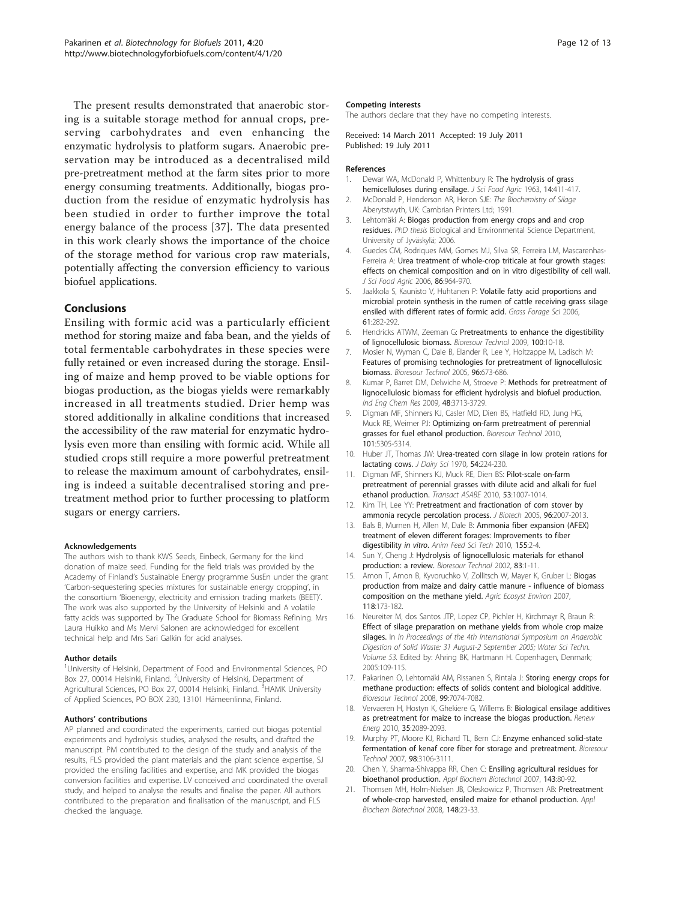The present results demonstrated that anaerobic storing is a suitable storage method for annual crops, preserving carbohydrates and even enhancing the enzymatic hydrolysis to platform sugars. Anaerobic preservation may be introduced as a decentralised mild pre-pretreatment method at the farm sites prior to more energy consuming treatments. Additionally, biogas production from the residue of enzymatic hydrolysis has been studied in order to further improve the total energy balance of the process [37]. The data presented in this work clearly shows the importance of the choice of the storage method for various crop raw materials, potentially affecting the conversion efficiency to various biofuel applications.

## Conclusions

Ensiling with formic acid was a particularly efficient method for storing maize and faba bean, and the yields of total fermentable carbohydrates in these species were fully retained or even increased during the storage. Ensiling of maize and hemp proved to be viable options for biogas production, as the biogas yields were remarkably increased in all treatments studied. Drier hemp was stored additionally in alkaline conditions that increased the accessibility of the raw material for enzymatic hydrolysis even more than ensiling with formic acid. While all studied crops still require a more powerful pretreatment to release the maximum amount of carbohydrates, ensiling is indeed a suitable decentralised storing and pretreatment method prior to further processing to platform sugars or energy carriers.

#### Acknowledgements

The authors wish to thank KWS Seeds, Einbeck, Germany for the kind donation of maize seed. Funding for the field trials was provided by the Academy of Finland's Sustainable Energy programme SusEn under the grant 'Carbon-sequestering species mixtures for sustainable energy cropping', in the consortium 'Bioenergy, electricity and emission trading markets (BEET)'. The work was also supported by the University of Helsinki and A volatile fatty acids was supported by The Graduate School for Biomass Refining. Mrs Laura Huikko and Ms Mervi Salonen are acknowledged for excellent technical help and Mrs Sari Galkin for acid analyses.

#### Author details

[1]University of Helsinki, Department of Food and Environmental Sciences, PO Box 27, 00014 Helsinki, Finland. [2]University of Helsinki, Department of Agricultural Sciences, PO Box 27, 00014 Helsinki, Finland. [3]HAMK University of Applied Sciences, PO BOX 230, 13101 Hämeenlinna, Finland.

#### Authors' contributions

AP planned and coordinated the experiments, carried out biogas potential experiments and hydrolysis studies, analysed the results, and drafted the manuscript. PM contributed to the design of the study and analysis of the results, FLS provided the plant materials and the plant science expertise, SJ provided the ensiling facilities and expertise, and MK provided the biogas conversion facilities and expertise. LV conceived and coordinated the overall study, and helped to analyse the results and finalise the paper. All authors contributed to the preparation and finalisation of the manuscript, and FLS checked the language.

#### Competing interests

The authors declare that they have no competing interests.

Received: 14 March 2011 Accepted: 19 July 2011
Published: 19 July 2011

#### References

1. Dewar WA, McDonald P, Whittenbury R: **The hydrolysis of grass hemicelluloses during ensilage.** *J Sci Food Agric* 1963, **14**:411-417.
2. McDonald P, Henderson AR, Heron SJE: *The Biochemistry of Silage* Aberytstwyth, UK: Cambrian Printers Ltd; 1991.
3. Lehtomäki A: **Biogas production from energy crops and and crop residues.** *PhD thesis* Biological and Environmental Science Department, University of Jyväskylä; 2006.
4. Guedes CM, Rodriques MM, Gomes MJ, Silva SR, Ferreira LM, Mascarenhas-Ferreira A: **Urea treatment of whole-crop triticale at four growth stages: effects on chemical composition and on in vitro digestibility of cell wall.** *J Sci Food Agric* 2006, **86**:964-970.
5. Jaakkola S, Kaunisto V, Huhtanen P: **Volatile fatty acid proportions and microbial protein synthesis in the rumen of cattle receiving grass silage ensiled with different rates of formic acid.** *Grass Forage Sci* 2006, **61**:282-292.
6. Hendricks ATWM, Zeeman G: **Pretreatments to enhance the digestibility of lignocellulosic biomass.** *Bioresour Technol* 2009, **100**:10-18.
7. Mosier N, Wyman C, Dale B, Elander R, Lee Y, Holtzappe M, Ladisch M: **Features of promising technologies for pretreatment of lignocellulosic biomass.** *Bioresour Technol* 2005, **96**:673-686.
8. Kumar P, Barret DM, Delwiche M, Stroeve P: **Methods for pretreatment of lignocellulosic biomass for efficient hydrolysis and biofuel production.** *Ind Eng Chem Res* 2009, **48**:3713-3729.
9. Digman MF, Shinners KJ, Casler MD, Dien BS, Hatfield RD, Jung HG, Muck RE, Weimer PJ: **Optimizing on-farm pretreatment of perennial grasses for fuel ethanol production.** *Bioresour Technol* 2010, **101**:5305-5314.
10. Huber JT, Thomas JW: **Urea-treated corn silage in low protein rations for lactating cows.** *J Dairy Sci* 1970, **54**:224-230.
11. Digman MF, Shinners KJ, Muck RE, Dien BS: **Pilot-scale on-farm pretreatment of perennial grasses with dilute acid and alkali for fuel ethanol production.** *Transact ASABE* 2010, **53**:1007-1014.
12. Kim TH, Lee YY: **Pretreatment and fractionation of corn stover by ammonia recycle percolation process.** *J Biotech* 2005, **96**:2007-2013.
13. Bals B, Murnen H, Allen M, Dale B: **Ammonia fiber expansion (AFEX) treatment of eleven different forages: Improvements to fiber digestibility *in vitro*.** *Anim Feed Sci Tech* 2010, **155**:2-4.
14. Sun Y, Cheng J: **Hydrolysis of lignocellulosic materials for ethanol production: a review.** *Bioresour Technol* 2002, **83**:1-11.
15. Amon T, Amon B, Kyvoruchko V, Zollitsch W, Mayer K, Gruber L: **Biogas production from maize and dairy cattle manure - influence of biomass composition on the methane yield.** *Agric Ecosyst Environ* 2007, **118**:173-182.
16. Neureiter M, dos Santos JTP, Lopez CP, Pichler H, Kirchmayr R, Braun R: **Effect of silage preparation on methane yields from whole crop maize silages.** In *In Proceedings of the 4th International Symposium on Anaerobic Digestion of Solid Waste: 31 August-2 September 2005; Water Sci Techn. Volume 53.* Edited by: Ahring BK, Hartmann H. Copenhagen, Denmark; 2005:109-115.
17. Pakarinen O, Lehtomäki AM, Rissanen S, Rintala J: **Storing energy crops for methane production: effects of solids content and biological additive.** *Bioresour Technol* 2008, **99**:7074-7082.
18. Vervaeren H, Hostyn K, Ghekiere G, Willems B: **Biological ensilage additives as pretreatment for maize to increase the biogas production.** *Renew Energ* 2010, **35**:2089-2093.
19. Murphy PT, Moore KJ, Richard TL, Bern CJ: **Enzyme enhanced solid-state fermentation of kenaf core fiber for storage and pretreatment.** *Bioresour Technol* 2007, **98**:3106-3111.
20. Chen Y, Sharma-Shivappa RR, Chen C: **Ensiling agricultural residues for bioethanol production.** *Appl Biochem Biotechnol* 2007, **143**:80-92.
21. Thomsen MH, Holm-Nielsen JB, Oleskowicz P, Thomsen AB: **Pretreatment of whole-crop harvested, ensiled maize for ethanol production.** *Appl Biochem Biotechnol* 2008, **148**:23-33.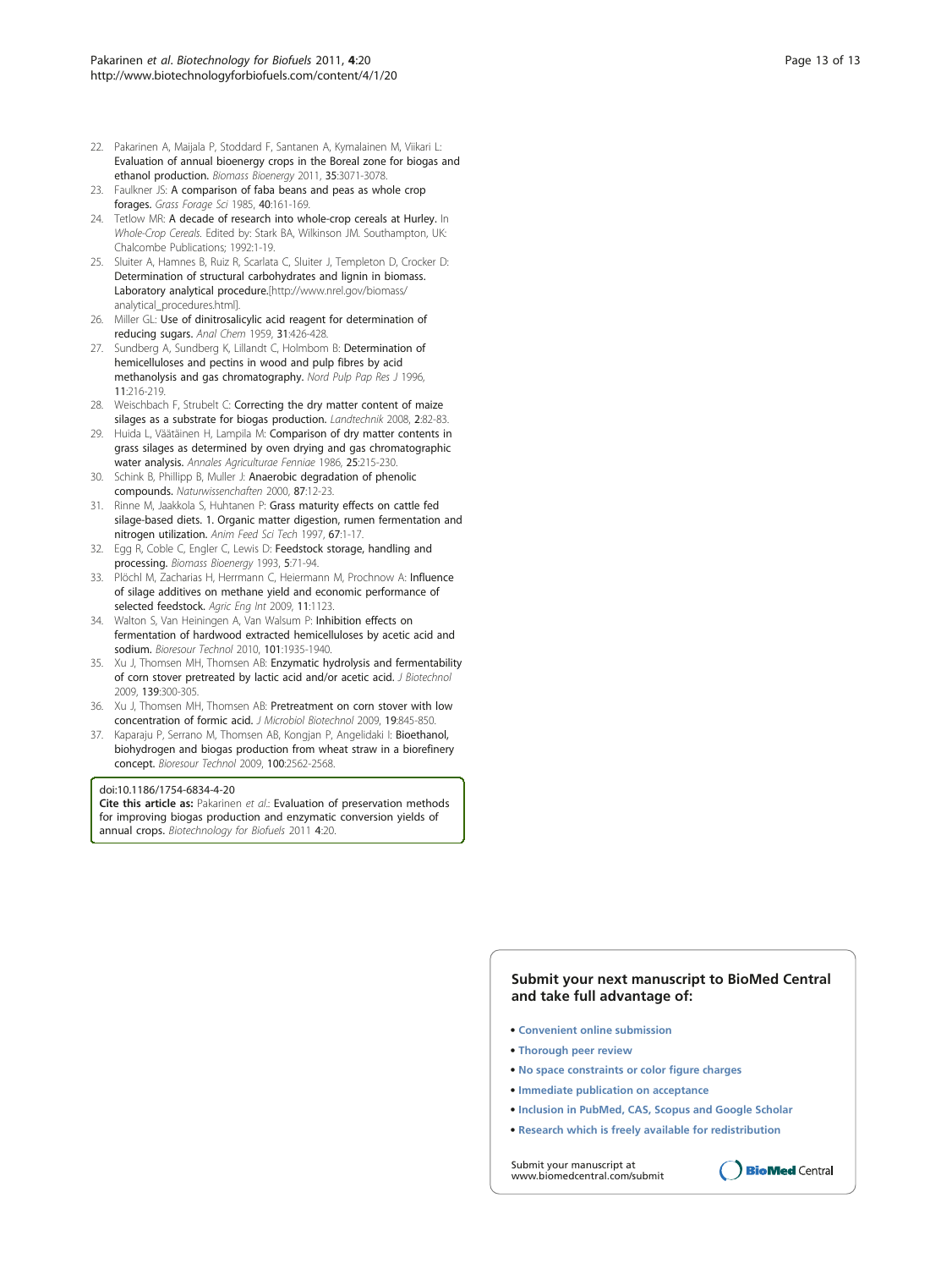22. Pakarinen A, Maijala P, Stoddard F, Santanen A, Kymalainen M, Viikari L: Evaluation of annual bioenergy crops in the Boreal zone for biogas and ethanol production. *Biomass Bioenergy* 2011, **35**:3071-3078.
23. Faulkner JS: A comparison of faba beans and peas as whole crop forages. *Grass Forage Sci* 1985, **40**:161-169.
24. Tetlow MR: A decade of research into whole-crop cereals at Hurley. In *Whole-Crop Cereals.* Edited by: Stark BA, Wilkinson JM. Southampton, UK: Chalcombe Publications; 1992:1-19.
25. Sluiter A, Hamnes B, Ruiz R, Scarlata C, Sluiter J, Templeton D, Crocker D: Determination of structural carbohydrates and lignin in biomass. Laboratory analytical procedure.[http://www.nrel.gov/biomass/analytical_procedures.html].
26. Miller GL: Use of dinitrosalicylic acid reagent for determination of reducing sugars. *Anal Chem* 1959, **31**:426-428.
27. Sundberg A, Sundberg K, Lillandt C, Holmbom B: Determination of hemicelluloses and pectins in wood and pulp fibres by acid methanolysis and gas chromatography. *Nord Pulp Pap Res J* 1996, **11**:216-219.
28. Weischbach F, Strubelt C: Correcting the dry matter content of maize silages as a substrate for biogas production. *Landtechnik* 2008, **2**:82-83.
29. Huida L, Väätäinen H, Lampila M: Comparison of dry matter contents in grass silages as determined by oven drying and gas chromatographic water analysis. *Annales Agriculturae Fenniae* 1986, **25**:215-230.
30. Schink B, Phillipp B, Muller J: Anaerobic degradation of phenolic compounds. *Naturwissenschaften* 2000, **87**:12-23.
31. Rinne M, Jaakkola S, Huhtanen P: Grass maturity effects on cattle fed silage-based diets. 1. Organic matter digestion, rumen fermentation and nitrogen utilization. *Anim Feed Sci Tech* 1997, **67**:1-17.
32. Egg R, Coble C, Engler C, Lewis D: Feedstock storage, handling and processing. *Biomass Bioenergy* 1993, **5**:71-94.
33. Plöchl M, Zacharias H, Herrmann C, Heiermann M, Prochnow A: Influence of silage additives on methane yield and economic performance of selected feedstock. *Agric Eng Int* 2009, **11**:1123.
34. Walton S, Van Heiningen A, Van Walsum P: Inhibition effects on fermentation of hardwood extracted hemicelluloses by acetic acid and sodium. *Bioresour Technol* 2010, **101**:1935-1940.
35. Xu J, Thomsen MH, Thomsen AB: Enzymatic hydrolysis and fermentability of corn stover pretreated by lactic acid and/or acetic acid. *J Biotechnol* 2009, **139**:300-305.
36. Xu J, Thomsen MH, Thomsen AB: Pretreatment on corn stover with low concentration of formic acid. *J Microbiol Biotechnol* 2009, **19**:845-850.
37. Kaparaju P, Serrano M, Thomsen AB, Kongjan P, Angelidaki I: Bioethanol, biohydrogen and biogas production from wheat straw in a biorefinery concept. *Bioresour Technol* 2009, **100**:2562-2568.

doi:10.1186/1754-6834-4-20

**Cite this article as:** Pakarinen *et al.*: Evaluation of preservation methods for improving biogas production and enzymatic conversion yields of annual crops. *Biotechnology for Biofuels* 2011 **4**:20.

**Submit your next manuscript to BioMed Central and take full advantage of:**

- **Convenient online submission**
- **Thorough peer review**
- **No space constraints or color figure charges**
- **Immediate publication on acceptance**
- **Inclusion in PubMed, CAS, Scopus and Google Scholar**
- **Research which is freely available for redistribution**

Submit your manuscript at www.biomedcentral.com/submit

BioMed Central